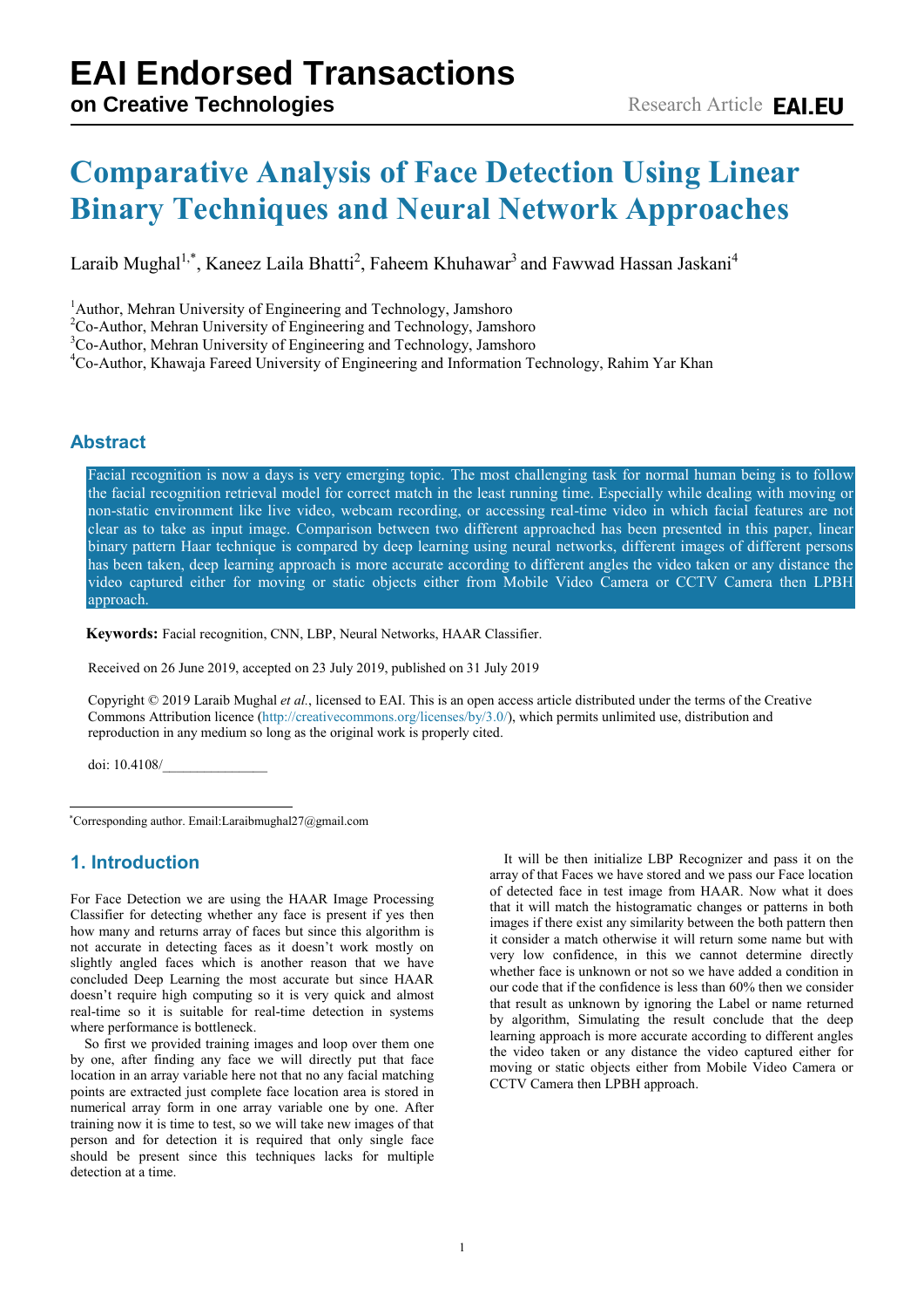# EAI Endorsed Transactions on Creative Technologies

Research Article

# Comparative Analysis of Face Detection Using Linear Binary Techniques and Neural Network Approaches

Laraib Mughal[1,*], Kaneez Laila Bhatti[2], Faheem Khuhawar[3] and Fawwad Hassan Jaskani[4]

[1]Author, Mehran University of Engineering and Technology, Jamshoro
[2]Co-Author, Mehran University of Engineering and Technology, Jamshoro
[3]Co-Author, Mehran University of Engineering and Technology, Jamshoro
[4]Co-Author, Khawaja Fareed University of Engineering and Information Technology, Rahim Yar Khan

## Abstract

Facial recognition is now a days is very emerging topic. The most challenging task for normal human being is to follow the facial recognition retrieval model for correct match in the least running time. Especially while dealing with moving or non-static environment like live video, webcam recording, or accessing real-time video in which facial features are not clear as to take as input image. Comparison between two different approached has been presented in this paper, linear binary pattern Haar technique is compared by deep learning using neural networks, different images of different persons has been taken, deep learning approach is more accurate according to different angles the video taken or any distance the video captured either for moving or static objects either from Mobile Video Camera or CCTV Camera then LPBH approach.

**Keywords:** Facial recognition, CNN, LBP, Neural Networks, HAAR Classifier.

Received on 26 June 2019, accepted on 23 July 2019, published on 31 July 2019

Copyright © 2019 Laraib Mughal *et al.*, licensed to EAI. This is an open access article distributed under the terms of the Creative Commons Attribution licence (http://creativecommons.org/licenses/by/3.0/), which permits unlimited use, distribution and reproduction in any medium so long as the original work is properly cited.

doi: 10.4108/_______________

[*]Corresponding author. Email:Laraibmughal27@gmail.com

## 1. Introduction

For Face Detection we are using the HAAR Image Processing Classifier for detecting whether any face is present if yes then how many and returns array of faces but since this algorithm is not accurate in detecting faces as it doesn't work mostly on slightly angled faces which is another reason that we have concluded Deep Learning the most accurate but since HAAR doesn't require high computing so it is very quick and almost real-time so it is suitable for real-time detection in systems where performance is bottleneck.

So first we provided training images and loop over them one by one, after finding any face we will directly put that face location in an array variable here not that no any facial matching points are extracted just complete face location area is stored in numerical array form in one array variable one by one. After training now it is time to test, so we will take new images of that person and for detection it is required that only single face should be present since this techniques lacks for multiple detection at a time.

It will be then initialize LBP Recognizer and pass it on the array of that Faces we have stored and we pass our Face location of detected face in test image from HAAR. Now what it does that it will match the histogramatic changes or patterns in both images if there exist any similarity between the both pattern then it consider a match otherwise it will return some name but with very low confidence, in this we cannot determine directly whether face is unknown or not so we have added a condition in our code that if the confidence is less than 60% then we consider that result as unknown by ignoring the Label or name returned by algorithm, Simulating the result conclude that the deep learning approach is more accurate according to different angles the video taken or any distance the video captured either for moving or static objects either from Mobile Video Camera or CCTV Camera then LPBH approach.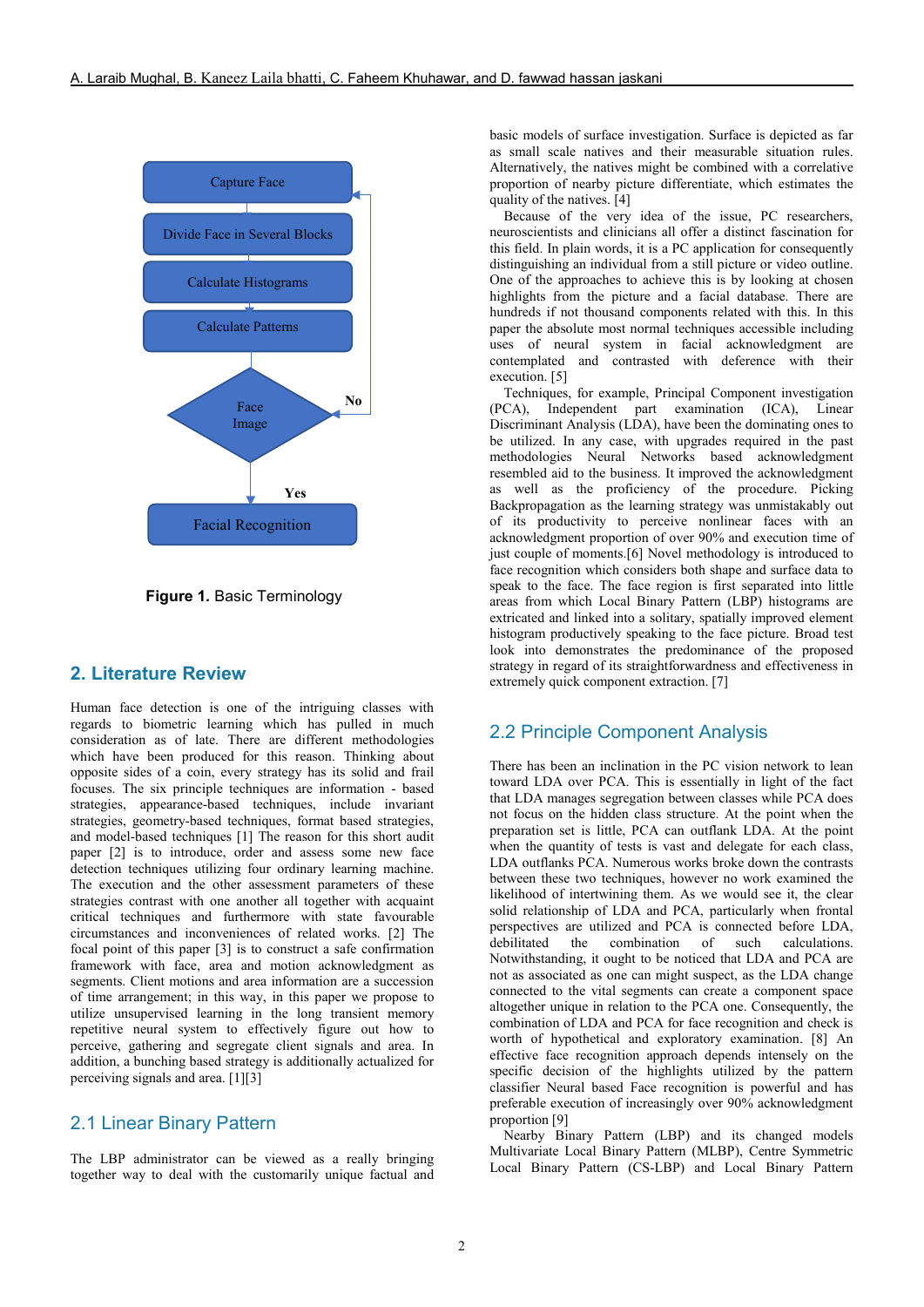Capture Face

Divide Face in Several Blocks

Calculate Histograms

Calculate Patterns

Face Image

No

Yes

Facial Recognition

**Figure 1.** Basic Terminology

## 2. Literature Review

Human face detection is one of the intriguing classes with regards to biometric learning which has pulled in much consideration as of late. There are different methodologies which have been produced for this reason. Thinking about opposite sides of a coin, every strategy has its solid and frail focuses. The six principle techniques are information - based strategies, appearance-based techniques, include invariant strategies, geometry-based techniques, format based strategies, and model-based techniques [1] The reason for this short audit paper [2] is to introduce, order and assess some new face detection techniques utilizing four ordinary learning machine. The execution and the other assessment parameters of these strategies contrast with one another all together with acquaint critical techniques and furthermore with state favourable circumstances and inconveniences of related works. [2] The focal point of this paper [3] is to construct a safe confirmation framework with face, area and motion acknowledgment as segments. Client motions and area information are a succession of time arrangement; in this way, in this paper we propose to utilize unsupervised learning in the long transient memory repetitive neural system to effectively figure out how to perceive, gathering and segregate client signals and area. In addition, a bunching based strategy is additionally actualized for perceiving signals and area. [1][3]

### 2.1 Linear Binary Pattern

The LBP administrator can be viewed as a really bringing together way to deal with the customarily unique factual and basic models of surface investigation. Surface is depicted as far as small scale natives and their measurable situation rules. Alternatively, the natives might be combined with a correlative proportion of nearby picture differentiate, which estimates the quality of the natives. [4]

Because of the very idea of the issue, PC researchers, neuroscientists and clinicians all offer a distinct fascination for this field. In plain words, it is a PC application for consequently distinguishing an individual from a still picture or video outline. One of the approaches to achieve this is by looking at chosen highlights from the picture and a facial database. There are hundreds if not thousand components related with this. In this paper the absolute most normal techniques accessible including uses of neural system in facial acknowledgment are contemplated and contrasted with deference with their execution. [5]

Techniques, for example, Principal Component investigation (PCA), Independent part examination (ICA), Linear Discriminant Analysis (LDA), have been the dominating ones to be utilized. In any case, with upgrades required in the past methodologies Neural Networks based acknowledgment resembled aid to the business. It improved the acknowledgment as well as the proficiency of the procedure. Picking Backpropagation as the learning strategy was unmistakably out of its productivity to perceive nonlinear faces with acknowledgment proportion of over 90% and execution time of just couple of moments.[6] Novel methodology is introduced to face recognition which considers both shape and surface data to speak to the face. The face region is first separated into little areas from which Local Binary Pattern (LBP) histograms are extricated and linked into a solitary, spatially improved element histogram productively speaking to the face picture. Broad test look into demonstrates the predominance of the proposed strategy in regard of its straightforwardness and effectiveness in extremely quick component extraction. [7]

### 2.2 Principle Component Analysis

There has been an inclination in the PC vision network to lean toward LDA over PCA. This is essentially in light of the fact that LDA manages segregation between classes while PCA does not focus on the hidden class structure. At the point when the preparation set is little, PCA can outflank LDA. At the point when the quantity of tests is vast and delegate for each class, LDA outflanks PCA. Numerous works broke down the contrasts between these two techniques, however no work examined the likelihood of intertwining them. As we would see it, the clear solid relationship of LDA and PCA, particularly when frontal perspectives are utilized and PCA is connected before LDA, debilitated the combination of such calculations. Notwithstanding, it ought to be noticed that LDA and PCA are not as associated as one can might suspect, as the LDA change connected to the vital segments can create a component space altogether unique in relation to the PCA one. Consequently, the combination of LDA and PCA for face recognition and check is worth of hypothetical and exploratory examination. [8] An effective face recognition approach depends intensely on the specific decision of the highlights utilized by the pattern classifier Neural based Face recognition is powerful and has preferable execution of increasingly over 90% acknowledgment proportion [9]

Nearby Binary Pattern (LBP) and its changed models Multivariate Local Binary Pattern (MLBP), Centre Symmetric Local Binary Pattern (CS-LBP) and Local Binary Pattern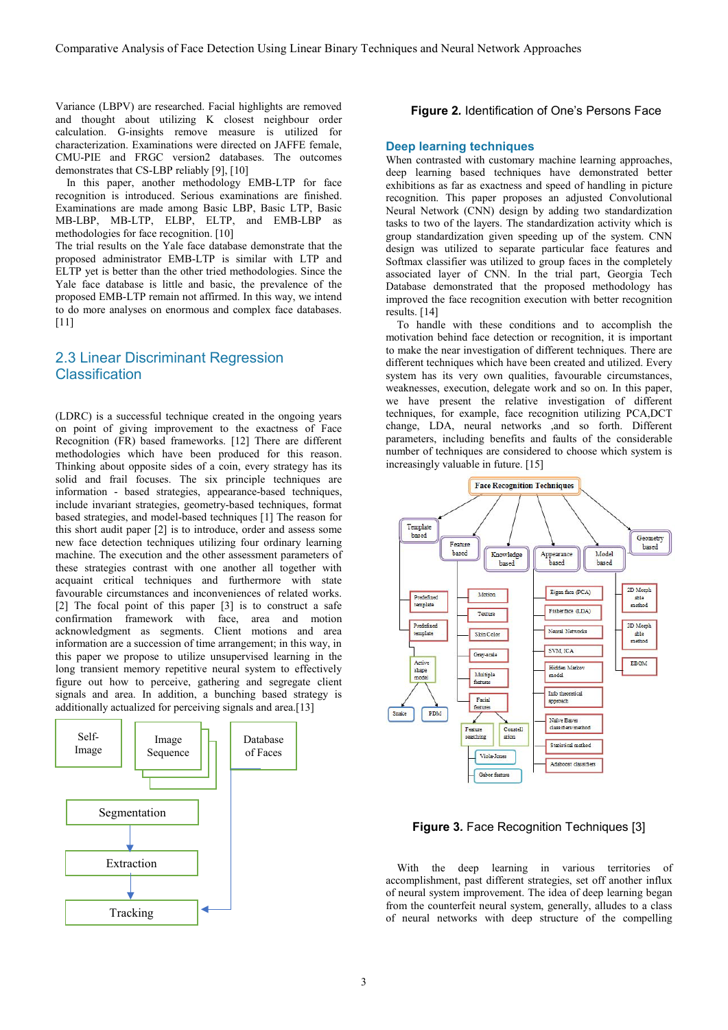Variance (LBPV) are researched. Facial highlights are removed and thought about utilizing K closest neighbour order calculation. G-insights remove measure is utilized for characterization. Examinations were directed on JAFFE female, CMU-PIE and FRGC version2 databases. The outcomes demonstrates that CS-LBP reliably [9], [10]

In this paper, another methodology EMB-LTP for face recognition is introduced. Serious examinations are finished. Examinations are made among Basic LBP, Basic LTP, Basic MB-LBP, MB-LTP, ELBP, ELTP, and EMB-LBP as methodologies for face recognition. [10]

The trial results on the Yale face database demonstrate that the proposed administrator EMB-LTP is similar with LTP and ELTP yet is better than the other tried methodologies. Since the Yale face database is little and basic, the prevalence of the proposed EMB-LTP remain not affirmed. In this way, we intend to do more analyses on enormous and complex face databases. [11]

## 2.3 Linear Discriminant Regression Classification

(LDRC) is a successful technique created in the ongoing years on point of giving improvement to the exactness of Face Recognition (FR) based frameworks. [12] There are different methodologies which have been produced for this reason. Thinking about opposite sides of a coin, every strategy has its solid and frail focuses. The six principle techniques are information - based strategies, appearance-based techniques, include invariant strategies, geometry-based techniques, format based strategies, and model-based techniques [1] The reason for this short audit paper [2] is to introduce, order and assess some new face detection techniques utilizing four ordinary learning machine. The execution and the other assessment parameters of these strategies contrast with one another all together with acquaint critical techniques and furthermore with state favourable circumstances and inconveniences of related works. [2] The focal point of this paper [3] is to construct a safe confirmation framework with face, area and motion acknowledgment as segments. Client motions and area information are a succession of time arrangement; in this way, in this paper we propose to utilize unsupervised learning in the long transient memory repetitive neural system to effectively figure out how to perceive, gathering and segregate client signals and area. In addition, a bunching based strategy is additionally actualized for perceiving signals and area.[13]

Self-Image

Image Sequence

Database of Faces

Segmentation

Extraction

Tracking

**Figure 2.** Identification of One's Persons Face

### Deep learning techniques

When contrasted with customary machine learning approaches, deep learning based techniques have demonstrated better exhibitions as far as exactness and speed of handling in picture recognition. This paper proposes an adjusted Convolutional Neural Network (CNN) design by adding two standardization tasks to two of the layers. The standardization activity which is group standardization given speeding up of the system. CNN design was utilized to separate particular face features and Softmax classifier was utilized to group faces in the completely associated layer of CNN. In the trial part, Georgia Tech Database demonstrated that the proposed methodology has improved the face recognition execution with better recognition results. [14]

To handle with these conditions and to accomplish the motivation behind face detection or recognition, it is important to make the near investigation of different techniques. There are different techniques which have been created and utilized. Every system has its very own qualities, favourable circumstances, weaknesses, execution, delegate work and so on. In this paper, we have present the relative investigation of different techniques, for example, face recognition utilizing PCA,DCT change, LDA, neural networks ,and so forth. Different parameters, including benefits and faults of the considerable number of techniques are considered to choose which system is increasingly valuable in future. [15]

Face Recognition Techniques

Template based

Feature based

Knowledge based

Appearance based

Model based

Geometry based

Predefined template

Predefined template

Active shape model

Snake

PDM

Motion

Texture

Skin Color

Gray-scale

Multiple features

Facial features

Feature searching

Constellation

Viola-Jones

Gabor feature

Eigen face (PCA)

Fisherface (LDA)

Neural Networks

SVM, ICA

Hidden Markov model

Info theoretical approach

Naïve Bayes classifiers/method

Statistical method

Adaboost classifiers

2D Morphable method

3D Morphable method

EBGM

**Figure 3.** Face Recognition Techniques [3]

With the deep learning in various territories of accomplishment, past different strategies, set off another influx of neural system improvement. The idea of deep learning began from the counterfeit neural system, generally, alludes to a class of neural networks with deep structure of the compelling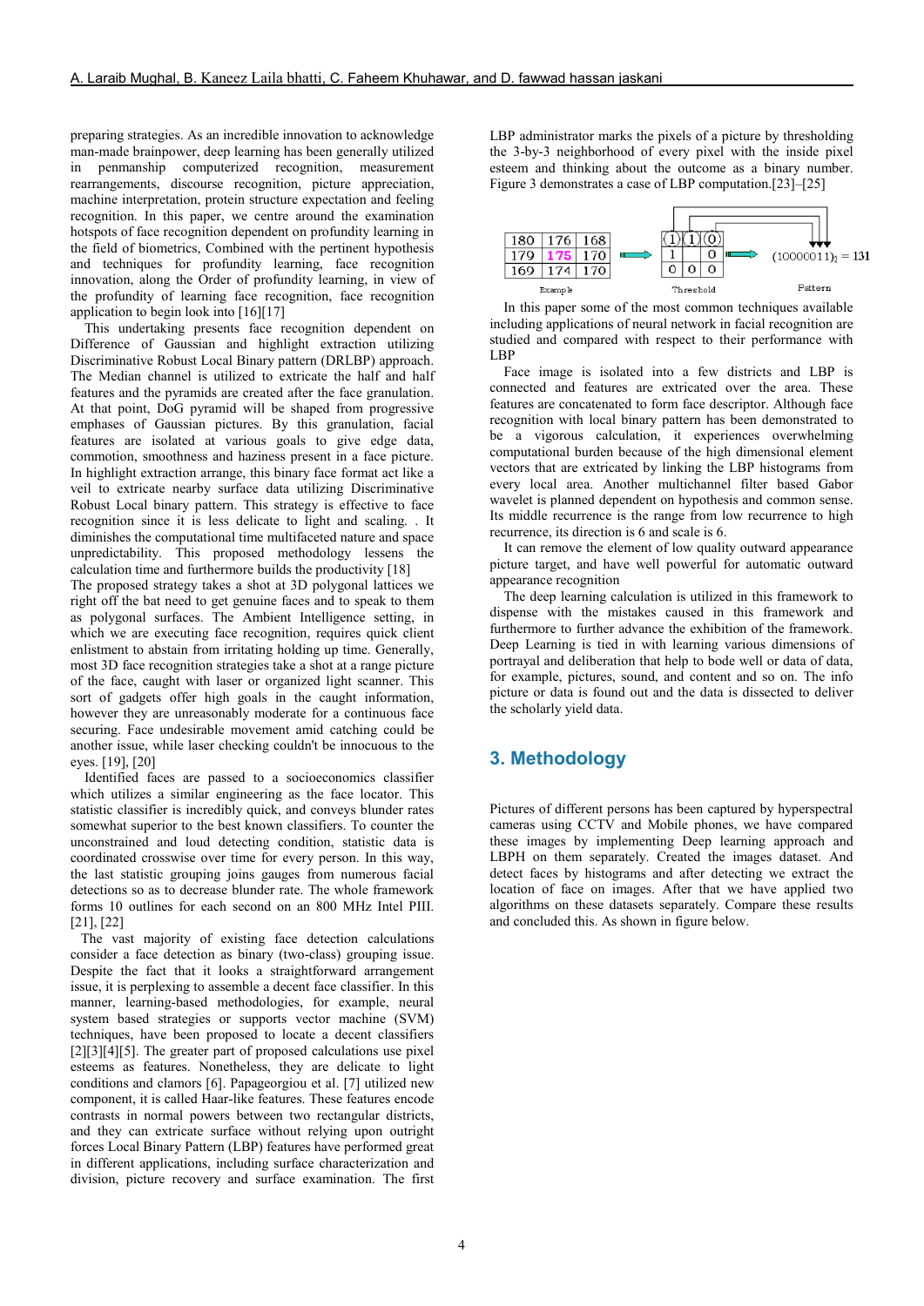preparing strategies. As an incredible innovation to acknowledge man-made brainpower, deep learning has been generally utilized in penmanship computerized recognition, measurement rearrangements, discourse recognition, picture appreciation, machine interpretation, protein structure expectation and feeling recognition. In this paper, we centre around the examination hotspots of face recognition dependent on profundity learning in the field of biometrics, Combined with the pertinent hypothesis and techniques for profundity learning, face recognition innovation, along the Order of profundity learning, in view of the profundity of learning face recognition, face recognition application to begin look into [16][17]

This undertaking presents face recognition dependent on Difference of Gaussian and highlight extraction utilizing Discriminative Robust Local Binary pattern (DRLBP) approach. The Median channel is utilized to extricate the half and half features and the pyramids are created after the face granulation. At that point, DoG pyramid will be shaped from progressive emphases of Gaussian pictures. By this granulation, facial features are isolated at various goals to give edge data, commotion, smoothness and haziness present in a face picture. In highlight extraction arrange, this binary face format act like a veil to extricate nearby surface data utilizing Discriminative Robust Local binary pattern. This strategy is effective to face recognition since it is less delicate to light and scaling. . It diminishes the computational time multifaceted nature and space unpredictability. This proposed methodology lessens the calculation time and furthermore builds the productivity [18]

The proposed strategy takes a shot at 3D polygonal lattices we right off the bat need to get genuine faces and to speak to them as polygonal surfaces. The Ambient Intelligence setting, in which we are executing face recognition, requires quick client enlistment to abstain from irritating holding up time. Generally, most 3D face recognition strategies take a shot at a range picture of the face, caught with laser or organized light scanner. This sort of gadgets offer high goals in the caught information, however they are unreasonably moderate for a continuous face securing. Face undesirable movement amid catching could be another issue, while laser checking couldn't be innocuous to the eyes. [19], [20]

Identified faces are passed to a socioeconomics classifier which utilizes a similar engineering as the face locator. This statistic classifier is incredibly quick, and conveys blunder rates somewhat superior to the best known classifiers. To counter the unconstrained and loud detecting condition, statistic data is coordinated crosswise over time for every person. In this way, the last statistic grouping joins gauges from numerous facial detections so as to decrease blunder rate. The whole framework forms 10 outlines for each second on an 800 MHz Intel PIII. [21], [22]

The vast majority of existing face detection calculations consider a face detection as binary (two-class) grouping issue. Despite the fact that it looks a straightforward arrangement issue, it is perplexing to assemble a decent face classifier. In this manner, learning-based methodologies, for example, neural system based strategies or supports vector machine (SVM) techniques, have been proposed to locate a decent classifiers [2][3][4][5]. The greater part of proposed calculations use pixel esteems as features. Nonetheless, they are delicate to light conditions and clamors [6]. Papageorgiou et al. [7] utilized new component, it is called Haar-like features. These features encode contrasts in normal powers between two rectangular districts, and they can extricate surface without relying upon outright forces Local Binary Pattern (LBP) features have performed great in different applications, including surface characterization and division, picture recovery and surface examination. The first LBP administrator marks the pixels of a picture by thresholding the 3-by-3 neighborhood of every pixel with the inside pixel esteem and thinking about the outcome as a binary number. Figure 3 demonstrates a case of LBP computation.[23]–[25]

180 176 168
179 175 170
169 174 170

1 1 0
1 0
0 0 0

$(10000011)_2 = 131$

Example Threshold Pattern

In this paper some of the most common techniques available including applications of neural network in facial recognition are studied and compared with respect to their performance with LBP

Face image is isolated into a few districts and LBP is connected and features are extricated over the area. These features are concatenated to form face descriptor. Although face recognition with local binary pattern has been demonstrated to be a vigorous calculation, it experiences overwhelming computational burden because of the high dimensional element vectors that are extricated by linking the LBP histograms from every local area. Another multichannel filter based Gabor wavelet is planned dependent on hypothesis and common sense. Its middle recurrence is the range from low recurrence to high recurrence, its direction is 6 and scale is 6.

It can remove the element of low quality outward appearance picture target, and have well powerful for automatic outward appearance recognition

The deep learning calculation is utilized in this framework to dispense with the mistakes caused in this framework and furthermore to further advance the exhibition of the framework. Deep Learning is tied in with learning various dimensions of portrayal and deliberation that help to bode well or data of data, for example, pictures, sound, and content and so on. The info picture or data is found out and the data is dissected to deliver the scholarly yield data.

## 3. Methodology

Pictures of different persons has been captured by hyperspectral cameras using CCTV and Mobile phones, we have compared these images by implementing Deep learning approach and LBPH on them separately. Created the images dataset. And detect faces by histograms and after detecting we extract the location of face on images. After that we have applied two algorithms on these datasets separately. Compare these results and concluded this. As shown in figure below.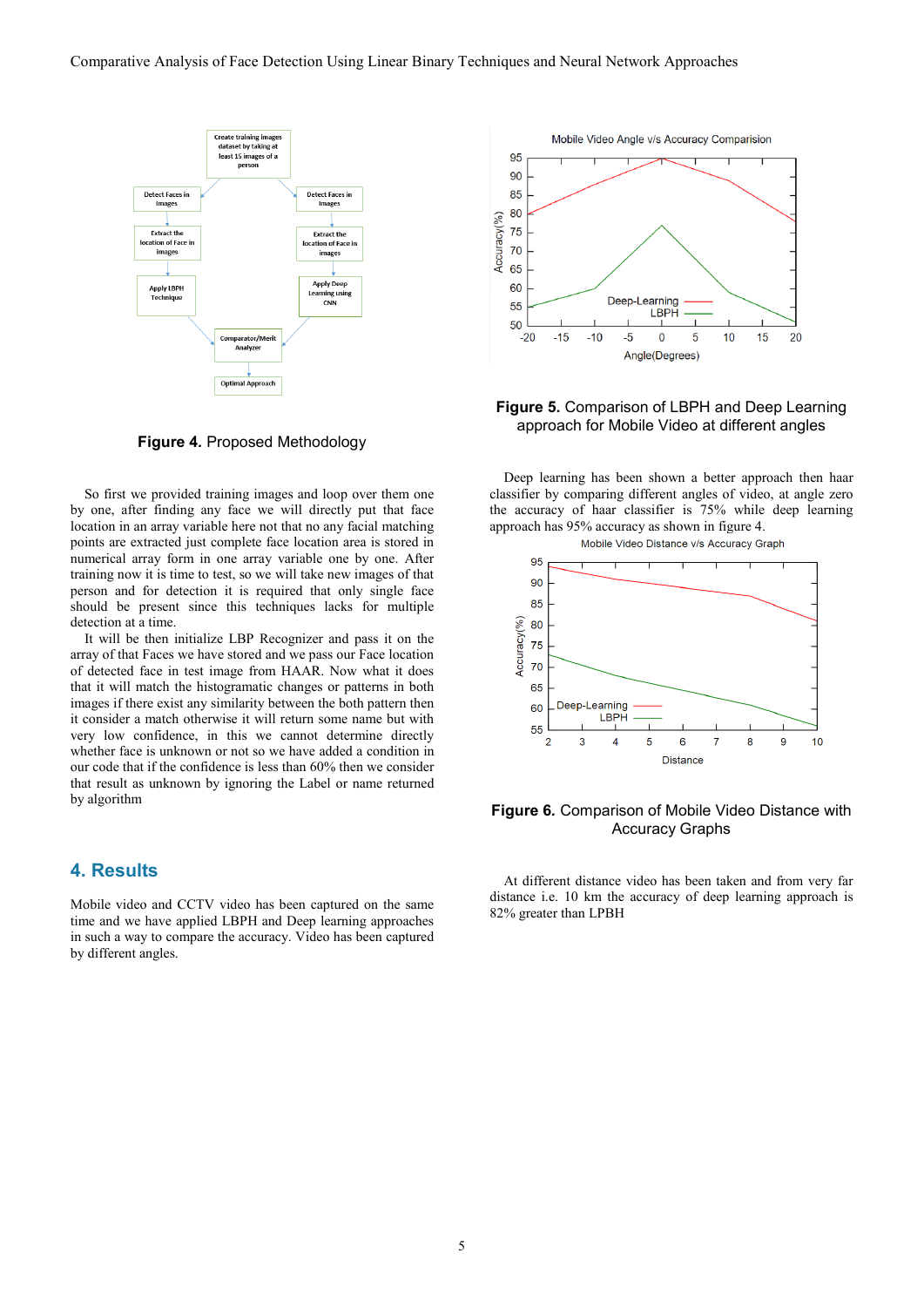Create training images dataset by taking at least 15 images of a person

Detect Faces in Images

Extract the location of Face in images

Apply LBPH Technique

Detect Faces in Images

Extract the location of Face in images

Apply Deep Learning using CNN

Comparator/Merit Analyzer

Optimal Approach

**Figure 4.** Proposed Methodology

So first we provided training images and loop over them one by one, after finding any face we will directly put that face location in an array variable here not that no any facial matching points are extracted just complete face location area is stored in numerical array form in one array variable one by one. After training now it is time to test, so we will take new images of that person and for detection it is required that only single face should be present since this techniques lacks for multiple detection at a time.

It will be then initialize LBP Recognizer and pass it on the array of that Faces we have stored and we pass our Face location of detected face in test image from HAAR. Now what it does that it will match the histogramatic changes or patterns in both images if there exist any similarity between the both pattern then it consider a match otherwise it will return some name but with very low confidence, in this we cannot determine directly whether face is unknown or not so we have added a condition in our code that if the confidence is less than 60% then we consider that result as unknown by ignoring the Label or name returned by algorithm

## 4. Results

Mobile video and CCTV video has been captured on the same time and we have applied LBPH and Deep learning approaches in such a way to compare the accuracy. Video has been captured by different angles.

Mobile Video Angle v/s Accuracy Comparision

Accuracy(%)

95 90 85 80 75 70 65 60 55 50

-20 -15 -10 -5 0 5 10 15 20

Angle(Degrees)

Deep-Learning
LBPH

**Figure 5.** Comparison of LBPH and Deep Learning approach for Mobile Video at different angles

Deep learning has been shown a better approach then haar classifier by comparing different angles of video, at angle zero the accuracy of haar classifier is 75% while deep learning approach has 95% accuracy as shown in figure 4.

Mobile Video Distance v/s Accuracy Graph

Accuracy(%)

95 90 85 80 75 70 65 60 55

2 3 4 5 6 7 8 9 10

Distance

Deep-Learning
LBPH

**Figure 6.** Comparison of Mobile Video Distance with Accuracy Graphs

At different distance video has been taken and from very far distance i.e. 10 km the accuracy of deep learning approach is 82% greater than LPBH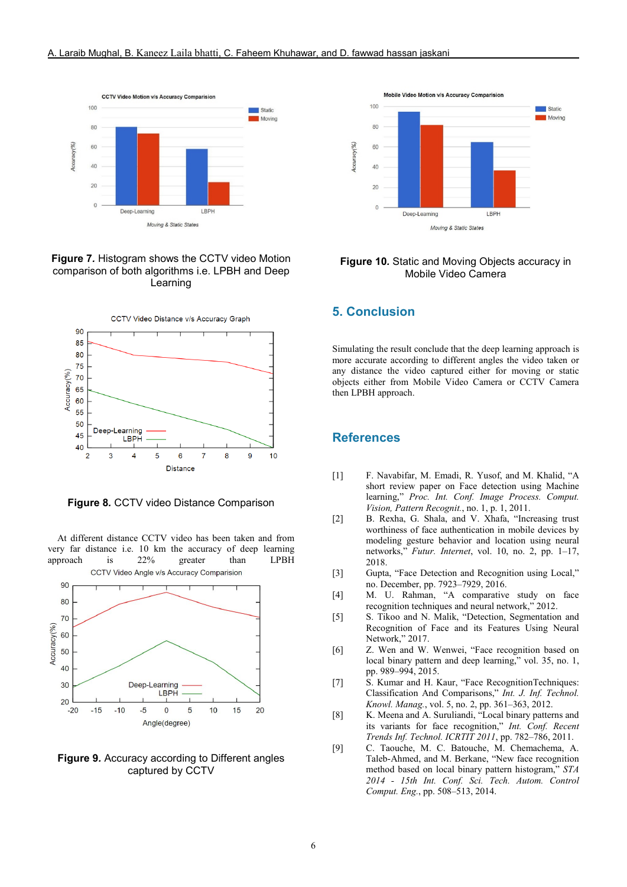CCTV Video Motion v/s Accuracy Comparision

100
80
60
40
20
0

Accuracy(%)

Static
Moving

Deep-Learning
LBPH

Moving & Static States

**Figure 7.** Histogram shows the CCTV video Motion comparison of both algorithms i.e. LPBH and Deep Learning

CCTV Video Distance v/s Accuracy Graph

90
85
80
75
70
65
60
55
50
45
40

Accuracy(%)

Deep-Learning
LBPH

2 3 4 5 6 7 8 9 10

Distance

**Figure 8.** CCTV video Distance Comparison

At different distance CCTV video has been taken and from very far distance i.e. 10 km the accuracy of deep learning approach is 22% greater than LPBH

CCTV Video Angle v/s Accuracy Comparision

90
80
70
60
50
40
30
20

Accuracy(%)

Deep-Learning
LBPH

-20 -15 -10 -5 0 5 10 15 20

Angle(degree)

**Figure 9.** Accuracy according to Different angles captured by CCTV

Mobile Video Motion v/s Accuracy Comparision

100
80
60
40
20
0

Accuracy(%)

Static
Moving

Deep-Learning
LBPH

Moving & Static States

**Figure 10.** Static and Moving Objects accuracy in Mobile Video Camera

## 5. Conclusion

Simulating the result conclude that the deep learning approach is more accurate according to different angles the video taken or any distance the video captured either for moving or static objects either from Mobile Video Camera or CCTV Camera then LPBH approach.

## References

[1] F. Navabifar, M. Emadi, R. Yusof, and M. Khalid, "A short review paper on Face detection using Machine learning," *Proc. Int. Conf. Image Process. Comput. Vision, Pattern Recognit.*, no. 1, p. 1, 2011.

[2] B. Rexha, G. Shala, and V. Xhafa, "Increasing trust worthiness of face authentication in mobile devices by modeling gesture behavior and location using neural networks," *Futur. Internet*, vol. 10, no. 2, pp. 1–17, 2018.

[3] Gupta, "Face Detection and Recognition using Local," no. December, pp. 7923–7929, 2016.

[4] M. U. Rahman, "A comparative study on face recognition techniques and neural network," 2012.

[5] S. Tikoo and N. Malik, "Detection, Segmentation and Recognition of Face and its Features Using Neural Network," 2017.

[6] Z. Wen and W. Wenwei, "Face recognition based on local binary pattern and deep learning," vol. 35, no. 1, pp. 989–994, 2015.

[7] S. Kumar and H. Kaur, "Face RecognitionTechniques: Classification And Comparisons," *Int. J. Inf. Technol. Knowl. Manag.*, vol. 5, no. 2, pp. 361–363, 2012.

[8] K. Meena and A. Suruliandi, "Local binary patterns and its variants for face recognition," *Int. Conf. Recent Trends Inf. Technol. ICRTIT 2011*, pp. 782–786, 2011.

[9] C. Taouche, M. C. Batouche, M. Chemachema, A. Taleb-Ahmed, and M. Berkane, "New face recognition method based on local binary pattern histogram," *STA 2014 - 15th Int. Conf. Sci. Tech. Autom. Control Comput. Eng.*, pp. 508–513, 2014.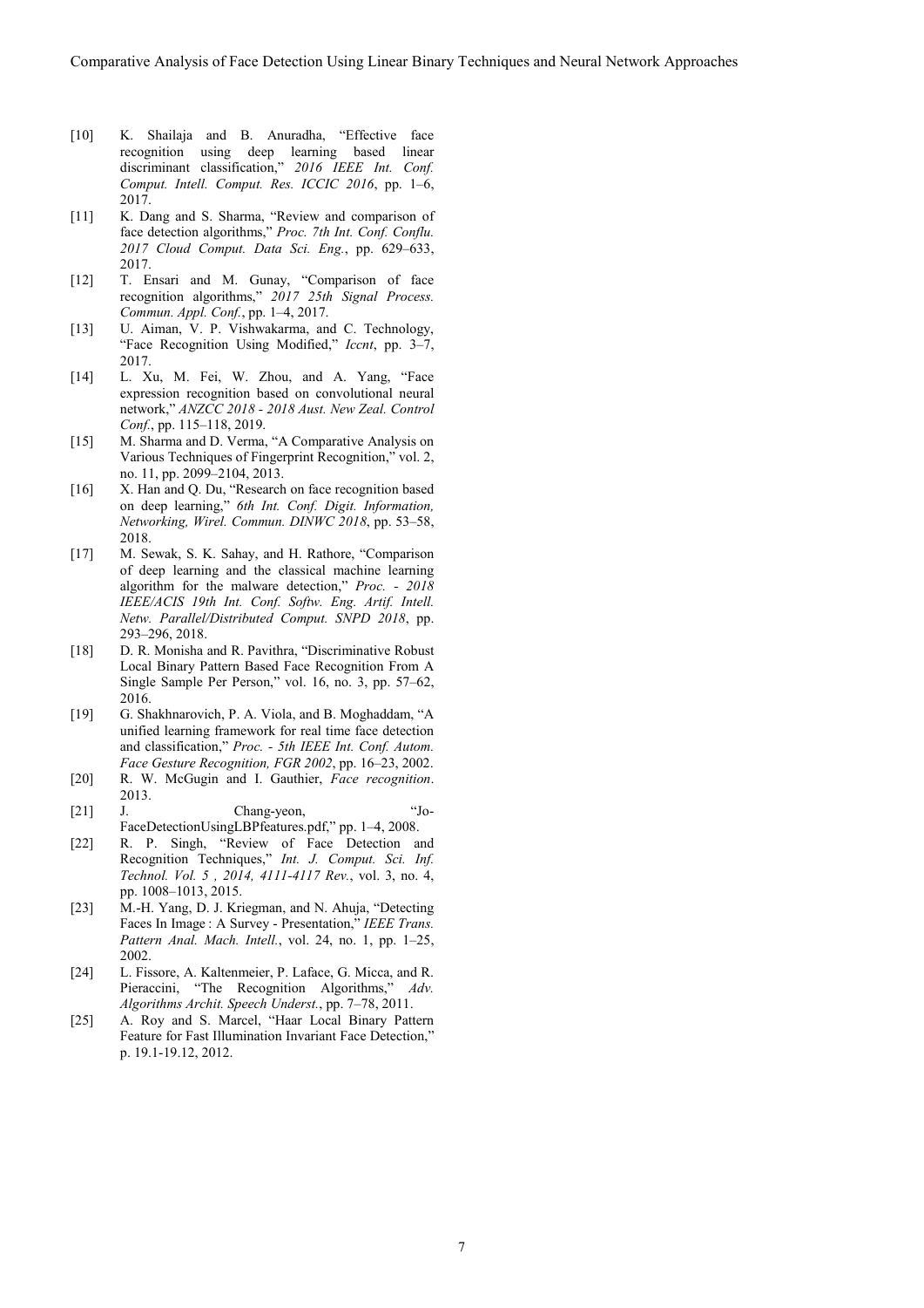[10] K. Shailaja and B. Anuradha, "Effective face recognition using deep learning based linear discriminant classification," *2016 IEEE Int. Conf. Comput. Intell. Comput. Res. ICCIC 2016*, pp. 1–6, 2017.

[11] K. Dang and S. Sharma, "Review and comparison of face detection algorithms," *Proc. 7th Int. Conf. Conflu. 2017 Cloud Comput. Data Sci. Eng.*, pp. 629–633, 2017.

[12] T. Ensari and M. Gunay, "Comparison of face recognition algorithms," *2017 25th Signal Process. Commun. Appl. Conf.*, pp. 1–4, 2017.

[13] U. Aiman, V. P. Vishwakarma, and C. Technology, "Face Recognition Using Modified," *Iccnt*, pp. 3–7, 2017.

[14] L. Xu, M. Fei, W. Zhou, and A. Yang, "Face expression recognition based on convolutional neural network," *ANZCC 2018 - 2018 Aust. New Zeal. Control Conf.*, pp. 115–118, 2019.

[15] M. Sharma and D. Verma, "A Comparative Analysis on Various Techniques of Fingerprint Recognition," vol. 2, no. 11, pp. 2099–2104, 2013.

[16] X. Han and Q. Du, "Research on face recognition based on deep learning," *6th Int. Conf. Digit. Information, Networking, Wirel. Commun. DINWC 2018*, pp. 53–58, 2018.

[17] M. Sewak, S. K. Sahay, and H. Rathore, "Comparison of deep learning and the classical machine learning algorithm for the malware detection," *Proc. - 2018 IEEE/ACIS 19th Int. Conf. Softw. Eng. Artif. Intell. Netw. Parallel/Distributed Comput. SNPD 2018*, pp. 293–296, 2018.

[18] D. R. Monisha and R. Pavithra, "Discriminative Robust Local Binary Pattern Based Face Recognition From A Single Sample Per Person," vol. 16, no. 3, pp. 57–62, 2016.

[19] G. Shakhnarovich, P. A. Viola, and B. Moghaddam, "A unified learning framework for real time face detection and classification," *Proc. - 5th IEEE Int. Conf. Autom. Face Gesture Recognition, FGR 2002*, pp. 16–23, 2002.

[20] R. W. McGugin and I. Gauthier, *Face recognition*. 2013.

[21] J. Chang-yeon, "Jo-FaceDetectionUsingLBPfeatures.pdf," pp. 1–4, 2008.

[22] R. P. Singh, "Review of Face Detection and Recognition Techniques," *Int. J. Comput. Sci. Inf. Technol. Vol. 5 , 2014, 4111-4117 Rev.*, vol. 3, no. 4, pp. 1008–1013, 2015.

[23] M.-H. Yang, D. J. Kriegman, and N. Ahuja, "Detecting Faces In Image : A Survey - Presentation," *IEEE Trans. Pattern Anal. Mach. Intell.*, vol. 24, no. 1, pp. 1–25, 2002.

[24] L. Fissore, A. Kaltenmeier, P. Laface, G. Micca, and R. Pieraccini, "The Recognition Algorithms," *Adv. Algorithms Archit. Speech Underst.*, pp. 7–78, 2011.

[25] A. Roy and S. Marcel, "Haar Local Binary Pattern Feature for Fast Illumination Invariant Face Detection," p. 19.1-19.12, 2012.